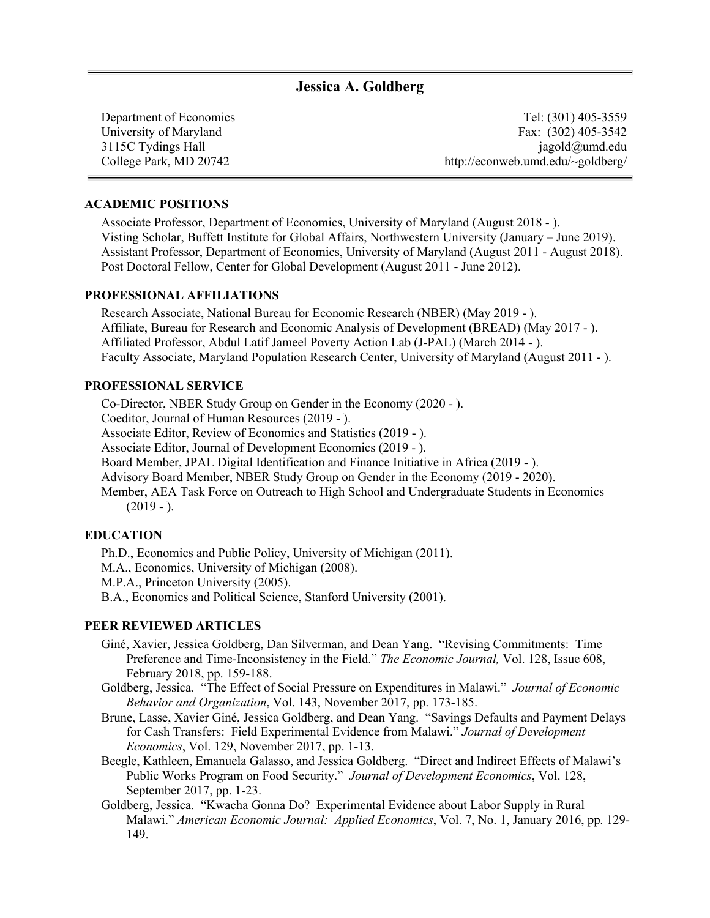# Jessica A. Goldberg

Department of Economics
University of Maryland
3115C Tydings Hall
College Park, MD 20742

Tel: (301) 405-3559
Fax: (302) 405-3542
jagold@umd.edu
http://econweb.umd.edu/~goldberg/

## ACADEMIC POSITIONS

Associate Professor, Department of Economics, University of Maryland (August 2018 - ).
Visting Scholar, Buffett Institute for Global Affairs, Northwestern University (January – June 2019).
Assistant Professor, Department of Economics, University of Maryland (August 2011 - August 2018).
Post Doctoral Fellow, Center for Global Development (August 2011 - June 2012).

## PROFESSIONAL AFFILIATIONS

Research Associate, National Bureau for Economic Research (NBER) (May 2019 - ).
Affiliate, Bureau for Research and Economic Analysis of Development (BREAD) (May 2017 - ).
Affiliated Professor, Abdul Latif Jameel Poverty Action Lab (J-PAL) (March 2014 - ).
Faculty Associate, Maryland Population Research Center, University of Maryland (August 2011 - ).

## PROFESSIONAL SERVICE

Co-Director, NBER Study Group on Gender in the Economy (2020 - ).
Coeditor, Journal of Human Resources (2019 - ).
Associate Editor, Review of Economics and Statistics (2019 - ).
Associate Editor, Journal of Development Economics (2019 - ).
Board Member, JPAL Digital Identification and Finance Initiative in Africa (2019 - ).
Advisory Board Member, NBER Study Group on Gender in the Economy (2019 - 2020).
Member, AEA Task Force on Outreach to High School and Undergraduate Students in Economics (2019 - ).

## EDUCATION

Ph.D., Economics and Public Policy, University of Michigan (2011).
M.A., Economics, University of Michigan (2008).
M.P.A., Princeton University (2005).
B.A., Economics and Political Science, Stanford University (2001).

## PEER REVIEWED ARTICLES

Giné, Xavier, Jessica Goldberg, Dan Silverman, and Dean Yang. "Revising Commitments: Time Preference and Time-Inconsistency in the Field." *The Economic Journal,* Vol. 128, Issue 608, February 2018, pp. 159-188.

Goldberg, Jessica. "The Effect of Social Pressure on Expenditures in Malawi." *Journal of Economic Behavior and Organization*, Vol. 143, November 2017, pp. 173-185.

Brune, Lasse, Xavier Giné, Jessica Goldberg, and Dean Yang. "Savings Defaults and Payment Delays for Cash Transfers: Field Experimental Evidence from Malawi." *Journal of Development Economics*, Vol. 129, November 2017, pp. 1-13.

Beegle, Kathleen, Emanuela Galasso, and Jessica Goldberg. "Direct and Indirect Effects of Malawi's Public Works Program on Food Security." *Journal of Development Economics*, Vol. 128, September 2017, pp. 1-23.

Goldberg, Jessica. "Kwacha Gonna Do? Experimental Evidence about Labor Supply in Rural Malawi." *American Economic Journal: Applied Economics*, Vol. 7, No. 1, January 2016, pp. 129-149.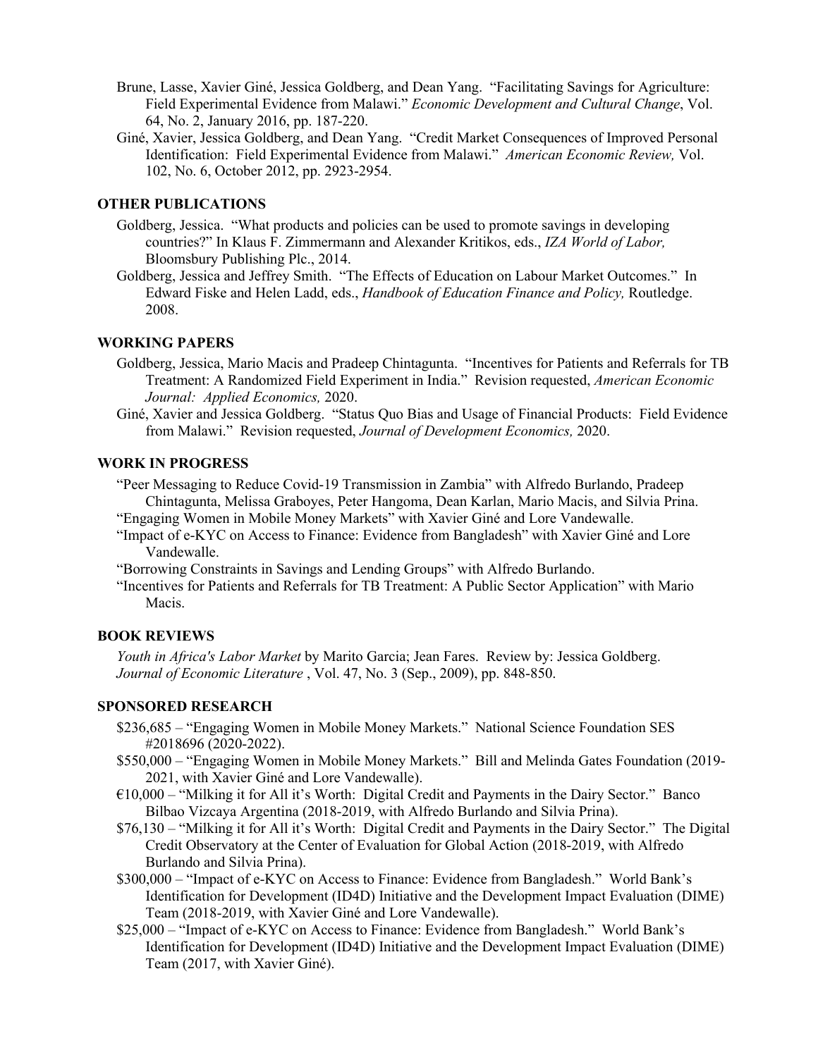Brune, Lasse, Xavier Giné, Jessica Goldberg, and Dean Yang. "Facilitating Savings for Agriculture: Field Experimental Evidence from Malawi." *Economic Development and Cultural Change*, Vol. 64, No. 2, January 2016, pp. 187-220.

Giné, Xavier, Jessica Goldberg, and Dean Yang. "Credit Market Consequences of Improved Personal Identification: Field Experimental Evidence from Malawi." *American Economic Review,* Vol. 102, No. 6, October 2012, pp. 2923-2954.

## OTHER PUBLICATIONS

Goldberg, Jessica. "What products and policies can be used to promote savings in developing countries?" In Klaus F. Zimmermann and Alexander Kritikos, eds., *IZA World of Labor,* Bloomsbury Publishing Plc., 2014.

Goldberg, Jessica and Jeffrey Smith. "The Effects of Education on Labour Market Outcomes." In Edward Fiske and Helen Ladd, eds., *Handbook of Education Finance and Policy,* Routledge. 2008.

## WORKING PAPERS

Goldberg, Jessica, Mario Macis and Pradeep Chintagunta. "Incentives for Patients and Referrals for TB Treatment: A Randomized Field Experiment in India." Revision requested, *American Economic Journal: Applied Economics,* 2020.

Giné, Xavier and Jessica Goldberg. "Status Quo Bias and Usage of Financial Products: Field Evidence from Malawi." Revision requested, *Journal of Development Economics,* 2020.

## WORK IN PROGRESS

"Peer Messaging to Reduce Covid-19 Transmission in Zambia" with Alfredo Burlando, Pradeep Chintagunta, Melissa Graboyes, Peter Hangoma, Dean Karlan, Mario Macis, and Silvia Prina.

"Engaging Women in Mobile Money Markets" with Xavier Giné and Lore Vandewalle.

"Impact of e-KYC on Access to Finance: Evidence from Bangladesh" with Xavier Giné and Lore Vandewalle.

"Borrowing Constraints in Savings and Lending Groups" with Alfredo Burlando.

"Incentives for Patients and Referrals for TB Treatment: A Public Sector Application" with Mario Macis.

## BOOK REVIEWS

*Youth in Africa's Labor Market* by Marito Garcia; Jean Fares. Review by: Jessica Goldberg. *Journal of Economic Literature* , Vol. 47, No. 3 (Sep., 2009), pp. 848-850.

## SPONSORED RESEARCH

$236,685 – "Engaging Women in Mobile Money Markets." National Science Foundation SES #2018696 (2020-2022).

$550,000 – "Engaging Women in Mobile Money Markets." Bill and Melinda Gates Foundation (2019-2021, with Xavier Giné and Lore Vandewalle).

€10,000 – "Milking it for All it's Worth: Digital Credit and Payments in the Dairy Sector." Banco Bilbao Vizcaya Argentina (2018-2019, with Alfredo Burlando and Silvia Prina).

$76,130 – "Milking it for All it's Worth: Digital Credit and Payments in the Dairy Sector." The Digital Credit Observatory at the Center of Evaluation for Global Action (2018-2019, with Alfredo Burlando and Silvia Prina).

$300,000 – "Impact of e-KYC on Access to Finance: Evidence from Bangladesh." World Bank's Identification for Development (ID4D) Initiative and the Development Impact Evaluation (DIME) Team (2018-2019, with Xavier Giné and Lore Vandewalle).

$25,000 – "Impact of e-KYC on Access to Finance: Evidence from Bangladesh." World Bank's Identification for Development (ID4D) Initiative and the Development Impact Evaluation (DIME) Team (2017, with Xavier Giné).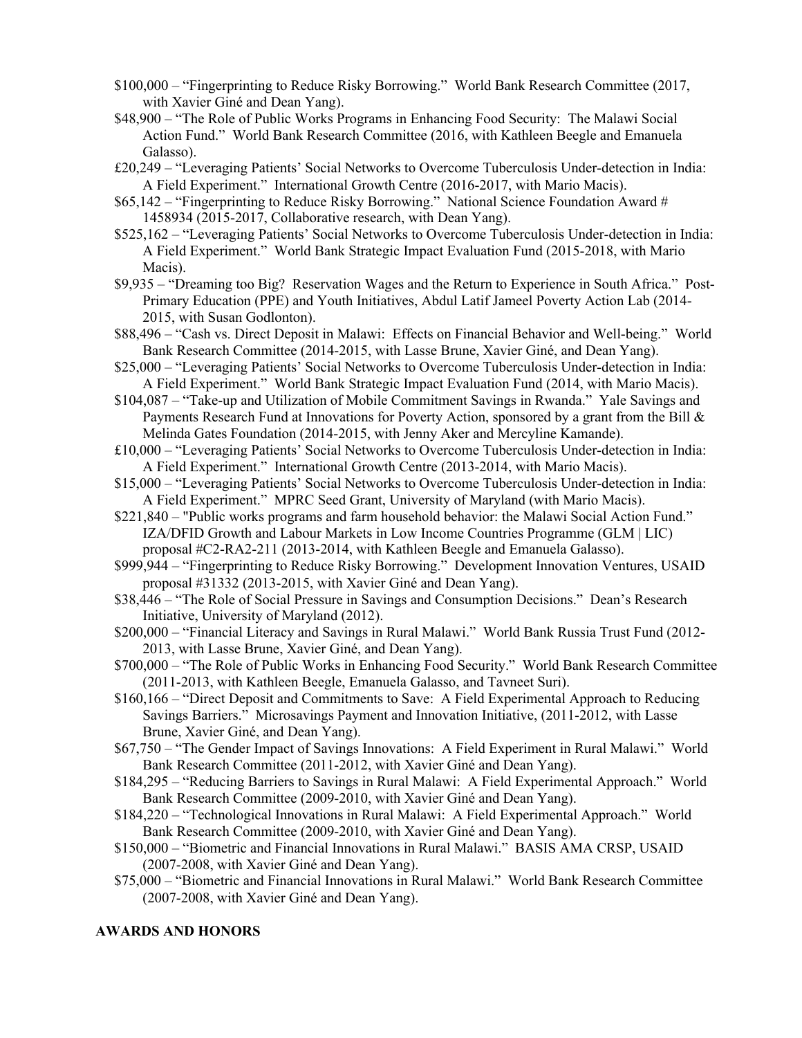$100,000 – "Fingerprinting to Reduce Risky Borrowing." World Bank Research Committee (2017, with Xavier Giné and Dean Yang).

$48,900 – "The Role of Public Works Programs in Enhancing Food Security: The Malawi Social Action Fund." World Bank Research Committee (2016, with Kathleen Beegle and Emanuela Galasso).

£20,249 – "Leveraging Patients' Social Networks to Overcome Tuberculosis Under-detection in India: A Field Experiment." International Growth Centre (2016-2017, with Mario Macis).

$65,142 – "Fingerprinting to Reduce Risky Borrowing." National Science Foundation Award # 1458934 (2015-2017, Collaborative research, with Dean Yang).

$525,162 – "Leveraging Patients' Social Networks to Overcome Tuberculosis Under-detection in India: A Field Experiment." World Bank Strategic Impact Evaluation Fund (2015-2018, with Mario Macis).

$9,935 – "Dreaming too Big? Reservation Wages and the Return to Experience in South Africa." Post-Primary Education (PPE) and Youth Initiatives, Abdul Latif Jameel Poverty Action Lab (2014-2015, with Susan Godlonton).

$88,496 – "Cash vs. Direct Deposit in Malawi: Effects on Financial Behavior and Well-being." World Bank Research Committee (2014-2015, with Lasse Brune, Xavier Giné, and Dean Yang).

$25,000 – "Leveraging Patients' Social Networks to Overcome Tuberculosis Under-detection in India: A Field Experiment." World Bank Strategic Impact Evaluation Fund (2014, with Mario Macis).

$104,087 – "Take-up and Utilization of Mobile Commitment Savings in Rwanda." Yale Savings and Payments Research Fund at Innovations for Poverty Action, sponsored by a grant from the Bill & Melinda Gates Foundation (2014-2015, with Jenny Aker and Mercyline Kamande).

£10,000 – "Leveraging Patients' Social Networks to Overcome Tuberculosis Under-detection in India: A Field Experiment." International Growth Centre (2013-2014, with Mario Macis).

$15,000 – "Leveraging Patients' Social Networks to Overcome Tuberculosis Under-detection in India: A Field Experiment." MPRC Seed Grant, University of Maryland (with Mario Macis).

$221,840 – "Public works programs and farm household behavior: the Malawi Social Action Fund." IZA/DFID Growth and Labour Markets in Low Income Countries Programme (GLM | LIC) proposal #C2-RA2-211 (2013-2014, with Kathleen Beegle and Emanuela Galasso).

$999,944 – "Fingerprinting to Reduce Risky Borrowing." Development Innovation Ventures, USAID proposal #31332 (2013-2015, with Xavier Giné and Dean Yang).

$38,446 – "The Role of Social Pressure in Savings and Consumption Decisions." Dean's Research Initiative, University of Maryland (2012).

$200,000 – "Financial Literacy and Savings in Rural Malawi." World Bank Russia Trust Fund (2012-2013, with Lasse Brune, Xavier Giné, and Dean Yang).

$700,000 – "The Role of Public Works in Enhancing Food Security." World Bank Research Committee (2011-2013, with Kathleen Beegle, Emanuela Galasso, and Tavneet Suri).

$160,166 – "Direct Deposit and Commitments to Save: A Field Experimental Approach to Reducing Savings Barriers." Microsavings Payment and Innovation Initiative, (2011-2012, with Lasse Brune, Xavier Giné, and Dean Yang).

$67,750 – "The Gender Impact of Savings Innovations: A Field Experiment in Rural Malawi." World Bank Research Committee (2011-2012, with Xavier Giné and Dean Yang).

$184,295 – "Reducing Barriers to Savings in Rural Malawi: A Field Experimental Approach." World Bank Research Committee (2009-2010, with Xavier Giné and Dean Yang).

$184,220 – "Technological Innovations in Rural Malawi: A Field Experimental Approach." World Bank Research Committee (2009-2010, with Xavier Giné and Dean Yang).

$150,000 – "Biometric and Financial Innovations in Rural Malawi." BASIS AMA CRSP, USAID (2007-2008, with Xavier Giné and Dean Yang).

$75,000 – "Biometric and Financial Innovations in Rural Malawi." World Bank Research Committee (2007-2008, with Xavier Giné and Dean Yang).

## AWARDS AND HONORS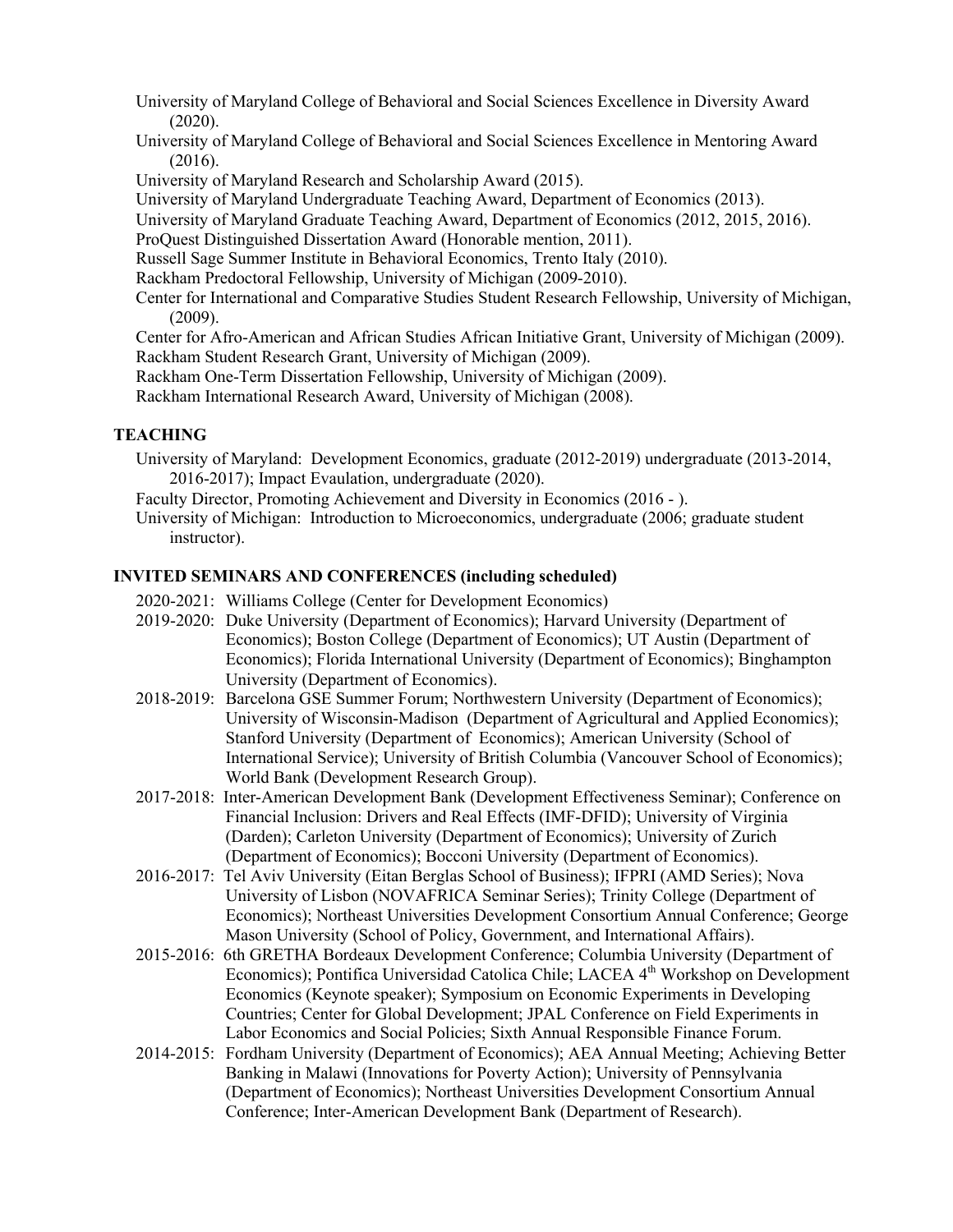University of Maryland College of Behavioral and Social Sciences Excellence in Diversity Award (2020).

University of Maryland College of Behavioral and Social Sciences Excellence in Mentoring Award (2016).

University of Maryland Research and Scholarship Award (2015).

University of Maryland Undergraduate Teaching Award, Department of Economics (2013).

University of Maryland Graduate Teaching Award, Department of Economics (2012, 2015, 2016).

ProQuest Distinguished Dissertation Award (Honorable mention, 2011).

Russell Sage Summer Institute in Behavioral Economics, Trento Italy (2010).

Rackham Predoctoral Fellowship, University of Michigan (2009-2010).

Center for International and Comparative Studies Student Research Fellowship, University of Michigan, (2009).

Center for Afro-American and African Studies African Initiative Grant, University of Michigan (2009).

Rackham Student Research Grant, University of Michigan (2009).

Rackham One-Term Dissertation Fellowship, University of Michigan (2009).

Rackham International Research Award, University of Michigan (2008).

## TEACHING

University of Maryland: Development Economics, graduate (2012-2019) undergraduate (2013-2014, 2016-2017); Impact Evaulation, undergraduate (2020).

Faculty Director, Promoting Achievement and Diversity in Economics (2016 - ).

University of Michigan: Introduction to Microeconomics, undergraduate (2006; graduate student instructor).

## INVITED SEMINARS AND CONFERENCES (including scheduled)

2020-2021: Williams College (Center for Development Economics)

2019-2020: Duke University (Department of Economics); Harvard University (Department of Economics); Boston College (Department of Economics); UT Austin (Department of Economics); Florida International University (Department of Economics); Binghampton University (Department of Economics).

2018-2019: Barcelona GSE Summer Forum; Northwestern University (Department of Economics); University of Wisconsin-Madison (Department of Agricultural and Applied Economics); Stanford University (Department of Economics); American University (School of International Service); University of British Columbia (Vancouver School of Economics); World Bank (Development Research Group).

2017-2018: Inter-American Development Bank (Development Effectiveness Seminar); Conference on Financial Inclusion: Drivers and Real Effects (IMF-DFID); University of Virginia (Darden); Carleton University (Department of Economics); University of Zurich (Department of Economics); Bocconi University (Department of Economics).

2016-2017: Tel Aviv University (Eitan Berglas School of Business); IFPRI (AMD Series); Nova University of Lisbon (NOVAFRICA Seminar Series); Trinity College (Department of Economics); Northeast Universities Development Consortium Annual Conference; George Mason University (School of Policy, Government, and International Affairs).

2015-2016: 6th GRETHA Bordeaux Development Conference; Columbia University (Department of Economics); Pontifica Universidad Catolica Chile; LACEA 4th Workshop on Development Economics (Keynote speaker); Symposium on Economic Experiments in Developing Countries; Center for Global Development; JPAL Conference on Field Experiments in Labor Economics and Social Policies; Sixth Annual Responsible Finance Forum.

2014-2015: Fordham University (Department of Economics); AEA Annual Meeting; Achieving Better Banking in Malawi (Innovations for Poverty Action); University of Pennsylvania (Department of Economics); Northeast Universities Development Consortium Annual Conference; Inter-American Development Bank (Department of Research).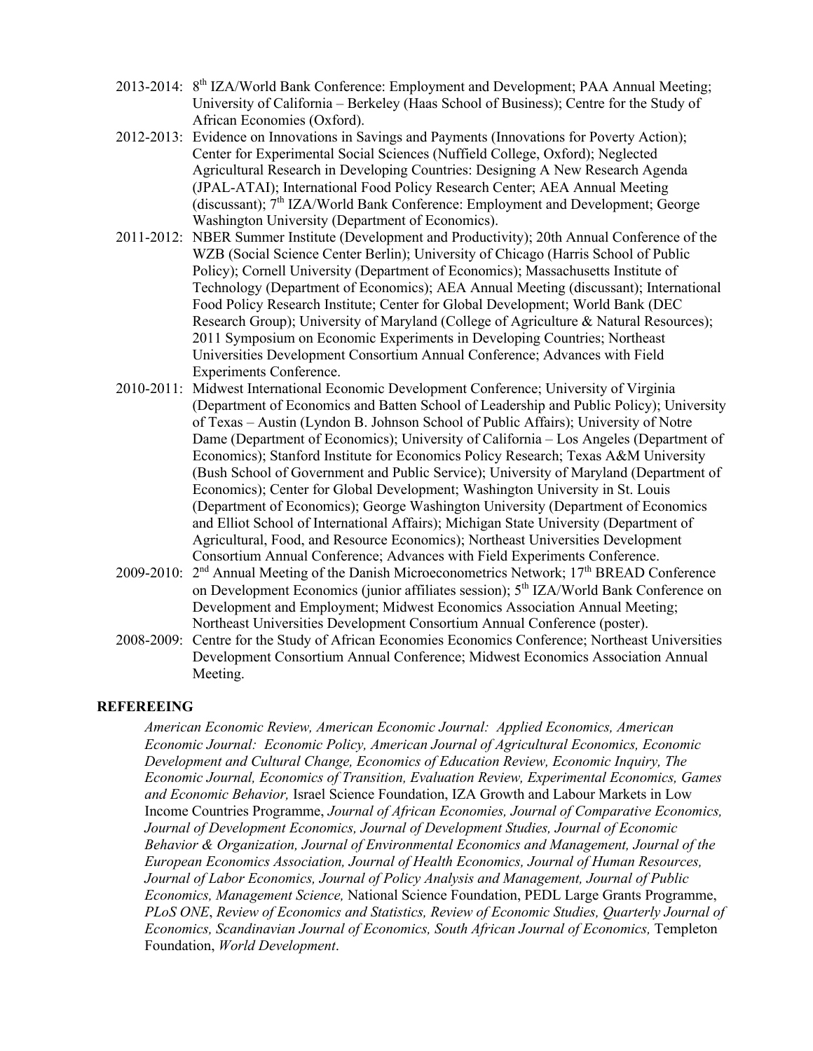- 2013-2014: 8th IZA/World Bank Conference: Employment and Development; PAA Annual Meeting; University of California – Berkeley (Haas School of Business); Centre for the Study of African Economies (Oxford).
- 2012-2013: Evidence on Innovations in Savings and Payments (Innovations for Poverty Action); Center for Experimental Social Sciences (Nuffield College, Oxford); Neglected Agricultural Research in Developing Countries: Designing A New Research Agenda (JPAL-ATAI); International Food Policy Research Center; AEA Annual Meeting (discussant); 7th IZA/World Bank Conference: Employment and Development; George Washington University (Department of Economics).
- 2011-2012: NBER Summer Institute (Development and Productivity); 20th Annual Conference of the WZB (Social Science Center Berlin); University of Chicago (Harris School of Public Policy); Cornell University (Department of Economics); Massachusetts Institute of Technology (Department of Economics); AEA Annual Meeting (discussant); International Food Policy Research Institute; Center for Global Development; World Bank (DEC Research Group); University of Maryland (College of Agriculture & Natural Resources); 2011 Symposium on Economic Experiments in Developing Countries; Northeast Universities Development Consortium Annual Conference; Advances with Field Experiments Conference.
- 2010-2011: Midwest International Economic Development Conference; University of Virginia (Department of Economics and Batten School of Leadership and Public Policy); University of Texas – Austin (Lyndon B. Johnson School of Public Affairs); University of Notre Dame (Department of Economics); University of California – Los Angeles (Department of Economics); Stanford Institute for Economics Policy Research; Texas A&M University (Bush School of Government and Public Service); University of Maryland (Department of Economics); Center for Global Development; Washington University in St. Louis (Department of Economics); George Washington University (Department of Economics and Elliot School of International Affairs); Michigan State University (Department of Agricultural, Food, and Resource Economics); Northeast Universities Development Consortium Annual Conference; Advances with Field Experiments Conference.
- 2009-2010: 2nd Annual Meeting of the Danish Microeconometrics Network; 17th BREAD Conference on Development Economics (junior affiliates session); 5th IZA/World Bank Conference on Development and Employment; Midwest Economics Association Annual Meeting; Northeast Universities Development Consortium Annual Conference (poster).
- 2008-2009: Centre for the Study of African Economies Economics Conference; Northeast Universities Development Consortium Annual Conference; Midwest Economics Association Annual Meeting.

## REFEREEING

*American Economic Review, American Economic Journal: Applied Economics, American Economic Journal: Economic Policy, American Journal of Agricultural Economics, Economic Development and Cultural Change, Economics of Education Review, Economic Inquiry, The Economic Journal, Economics of Transition, Evaluation Review, Experimental Economics, Games and Economic Behavior,* Israel Science Foundation, IZA Growth and Labour Markets in Low Income Countries Programme, *Journal of African Economies, Journal of Comparative Economics, Journal of Development Economics, Journal of Development Studies, Journal of Economic Behavior & Organization, Journal of Environmental Economics and Management, Journal of the European Economics Association, Journal of Health Economics, Journal of Human Resources, Journal of Labor Economics, Journal of Policy Analysis and Management, Journal of Public Economics, Management Science,* National Science Foundation, PEDL Large Grants Programme, *PLoS ONE*, *Review of Economics and Statistics, Review of Economic Studies, Quarterly Journal of Economics, Scandinavian Journal of Economics, South African Journal of Economics,* Templeton Foundation, *World Development*.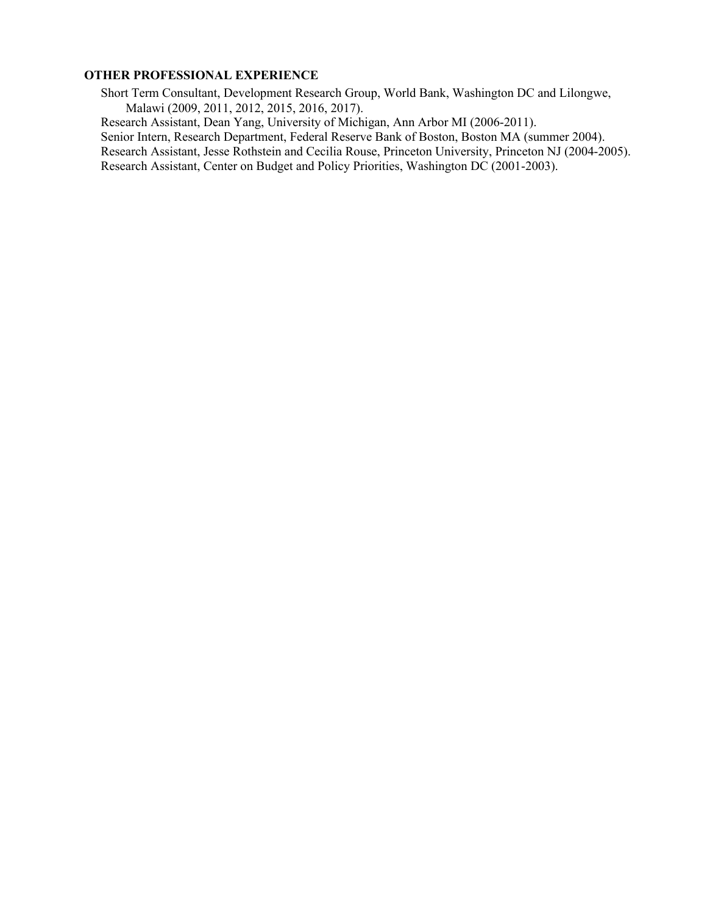**OTHER PROFESSIONAL EXPERIENCE**

Short Term Consultant, Development Research Group, World Bank, Washington DC and Lilongwe, Malawi (2009, 2011, 2012, 2015, 2016, 2017).

Research Assistant, Dean Yang, University of Michigan, Ann Arbor MI (2006-2011).

Senior Intern, Research Department, Federal Reserve Bank of Boston, Boston MA (summer 2004).

Research Assistant, Jesse Rothstein and Cecilia Rouse, Princeton University, Princeton NJ (2004-2005).

Research Assistant, Center on Budget and Policy Priorities, Washington DC (2001-2003).